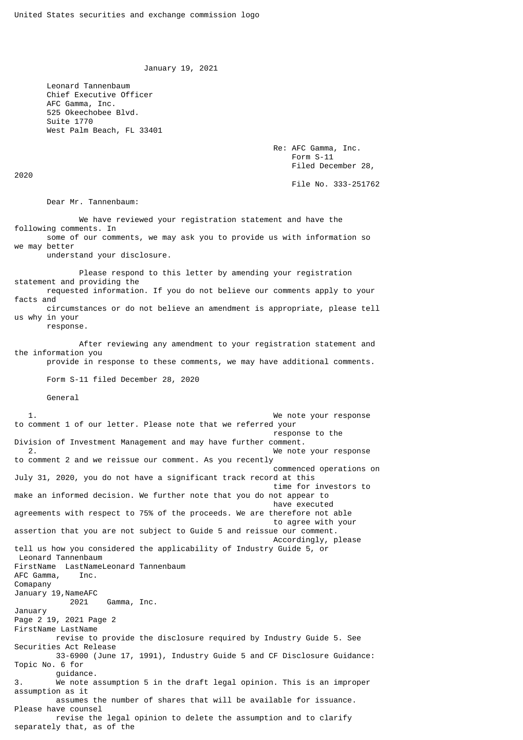United States securities and exchange commission logo

January 19, 2021

Leonard Tannenbaum
Chief Executive Officer
AFC Gamma, Inc.
525 Okeechobee Blvd.
Suite 1770
West Palm Beach, FL 33401

Re: AFC Gamma, Inc.
Form S-11
Filed December 28, 2020
File No. 333-251762

Dear Mr. Tannenbaum:

We have reviewed your registration statement and have the following comments. In some of our comments, we may ask you to provide us with information so we may better understand your disclosure.

Please respond to this letter by amending your registration statement and providing the requested information. If you do not believe our comments apply to your facts and circumstances or do not believe an amendment is appropriate, please tell us why in your response.

After reviewing any amendment to your registration statement and the information you provide in response to these comments, we may have additional comments.

Form S-11 filed December 28, 2020

General

1. We note your response to comment 1 of our letter. Please note that we referred your response to the Division of Investment Management and may have further comment.
2. We note your response to comment 2 and we reissue our comment. As you recently commenced operations on July 31, 2020, you do not have a significant track record at this time for investors to make an informed decision. We further note that you do not appear to have executed agreements with respect to 75% of the proceeds. We are therefore not able to agree with your assertion that you are not subject to Guide 5 and reissue our comment. Accordingly, please tell us how you considered the applicability of Industry Guide 5, or revise to provide the disclosure required by Industry Guide 5. See Securities Act Release 33-6900 (June 17, 1991), Industry Guide 5 and CF Disclosure Guidance: Topic No. 6 for guidance.
3. We note assumption 5 in the draft legal opinion. This is an improper assumption as it assumes the number of shares that will be available for issuance. Please have counsel revise the legal opinion to delete the assumption and to clarify separately that, as of the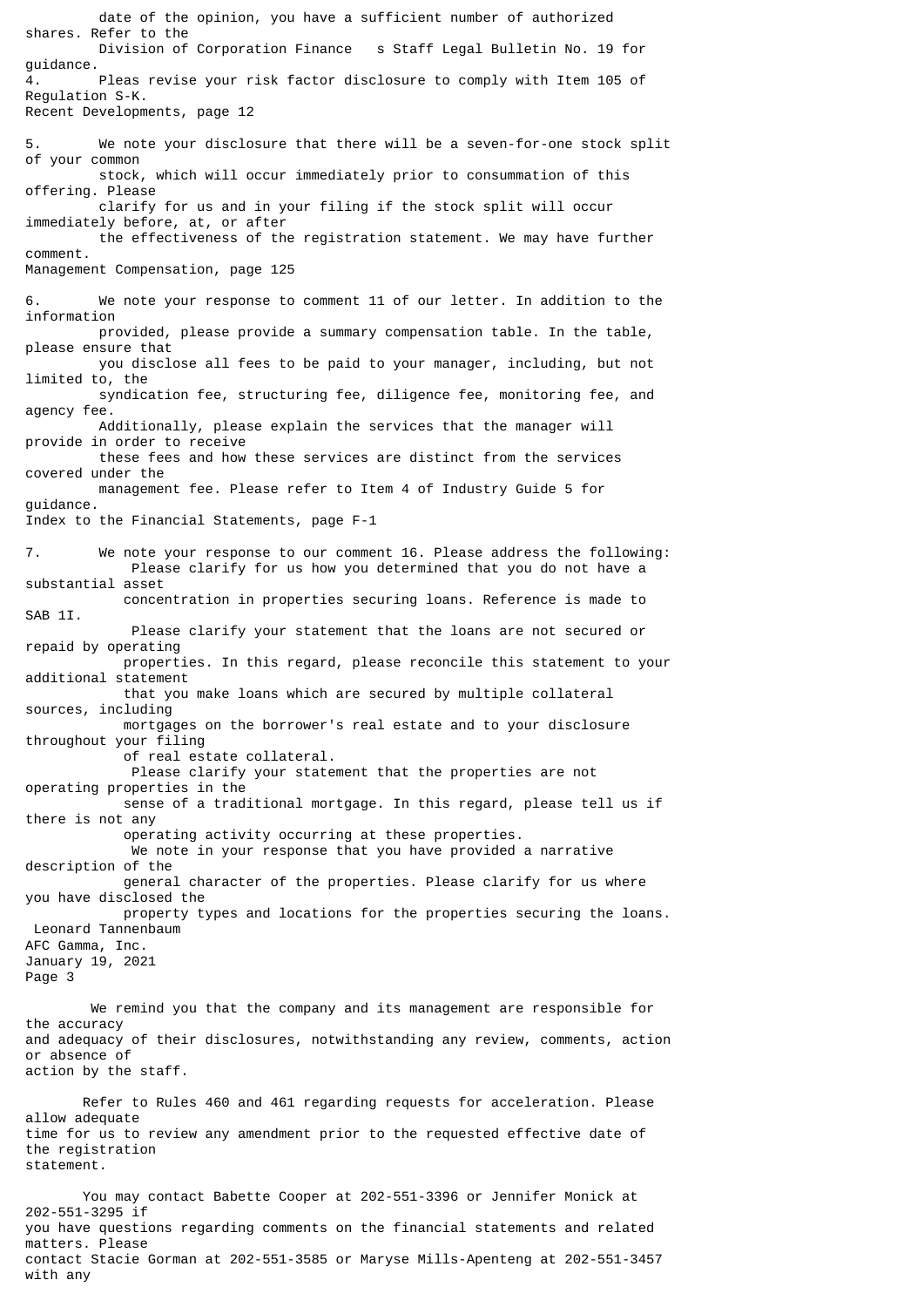date of the opinion, you have a sufficient number of authorized shares. Refer to the Division of Corporation Finance s Staff Legal Bulletin No. 19 for guidance.

4. Pleas revise your risk factor disclosure to comply with Item 105 of Regulation S-K.

Recent Developments, page 12

5. We note your disclosure that there will be a seven-for-one stock split of your common stock, which will occur immediately prior to consummation of this offering. Please clarify for us and in your filing if the stock split will occur immediately before, at, or after the effectiveness of the registration statement. We may have further comment.

Management Compensation, page 125

6. We note your response to comment 11 of our letter. In addition to the information provided, please provide a summary compensation table. In the table, please ensure that you disclose all fees to be paid to your manager, including, but not limited to, the syndication fee, structuring fee, diligence fee, monitoring fee, and agency fee. Additionally, please explain the services that the manager will provide in order to receive these fees and how these services are distinct from the services covered under the management fee. Please refer to Item 4 of Industry Guide 5 for guidance.

Index to the Financial Statements, page F-1

7. We note your response to our comment 16. Please address the following:
   - Please clarify for us how you determined that you do not have a substantial asset concentration in properties securing loans. Reference is made to SAB 1I.
   - Please clarify your statement that the loans are not secured or repaid by operating properties. In this regard, please reconcile this statement to your additional statement that you make loans which are secured by multiple collateral sources, including mortgages on the borrower's real estate and to your disclosure throughout your filing of real estate collateral.
   - Please clarify your statement that the properties are not operating properties in the sense of a traditional mortgage. In this regard, please tell us if there is not any operating activity occurring at these properties.
   - We note in your response that you have provided a narrative description of the general character of the properties. Please clarify for us where you have disclosed the property types and locations for the properties securing the loans.

We remind you that the company and its management are responsible for the accuracy and adequacy of their disclosures, notwithstanding any review, comments, action or absence of action by the staff.

Refer to Rules 460 and 461 regarding requests for acceleration. Please allow adequate time for us to review any amendment prior to the requested effective date of the registration statement.

You may contact Babette Cooper at 202-551-3396 or Jennifer Monick at 202-551-3295 if you have questions regarding comments on the financial statements and related matters. Please contact Stacie Gorman at 202-551-3585 or Maryse Mills-Apenteng at 202-551-3457 with any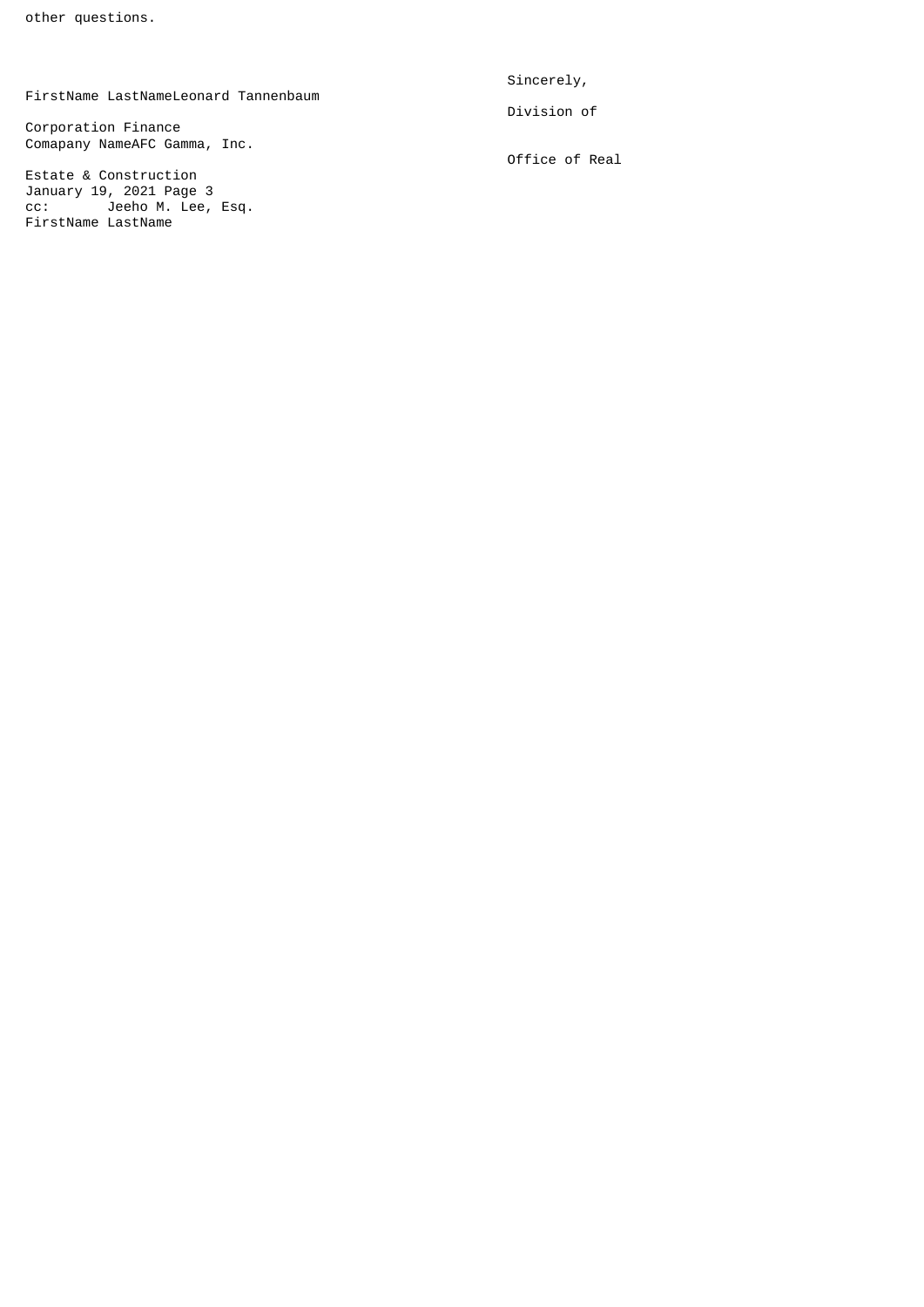other questions.

Sincerely,

FirstName LastNameLeonard Tannenbaum

Division of

Corporation Finance
Comapany NameAFC Gamma, Inc.

Office of Real

Estate & Construction
January 19, 2021 Page 3
cc: Jeeho M. Lee, Esq.
FirstName LastName